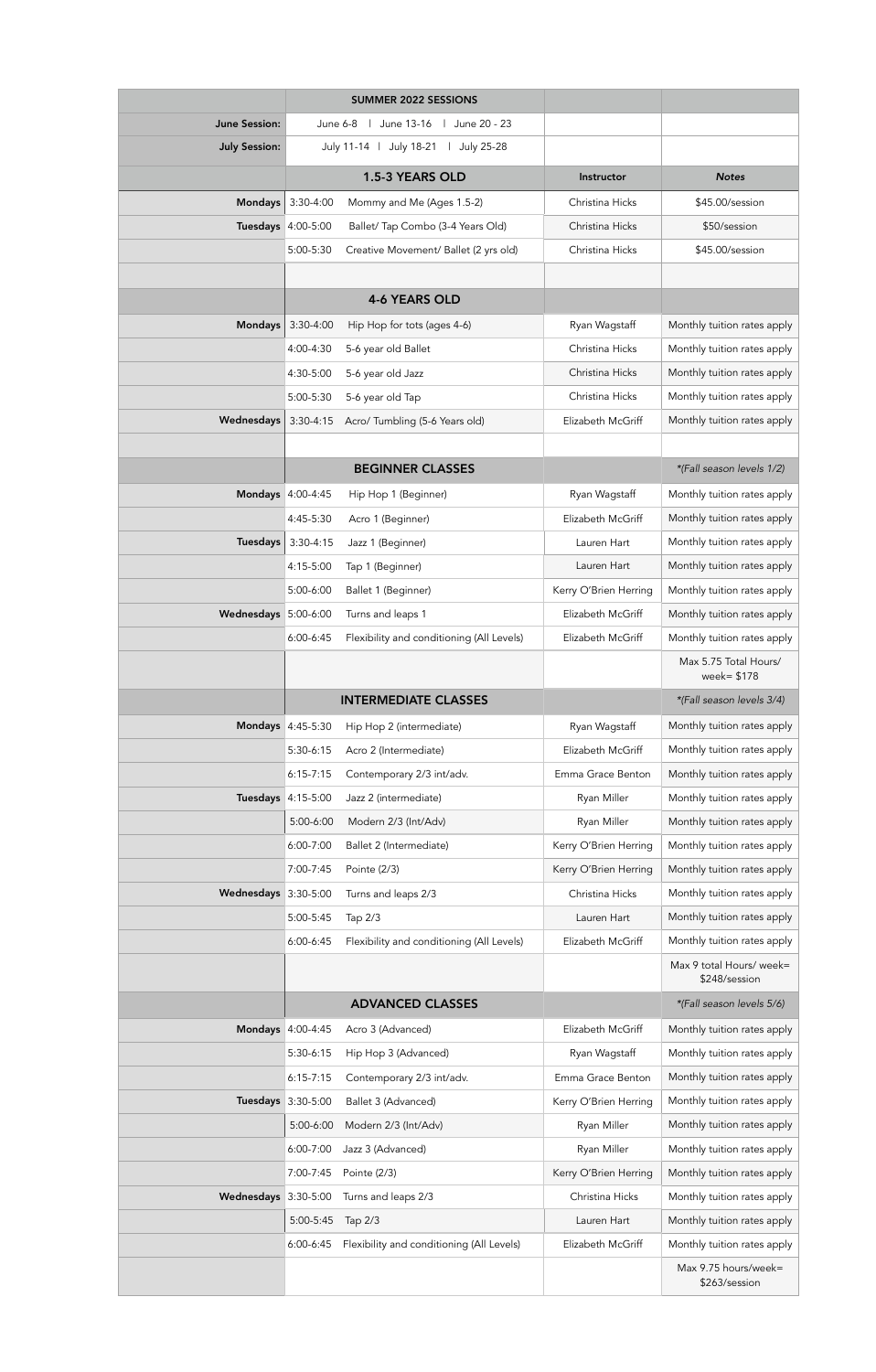| | SUMMER 2022 SESSIONS | | |
|---|---|---|---|
| **June Session:** | June 6-8 \| June 13-16 \| June 20 - 23 | | |
| **July Session:** | July 11-14 \| July 18-21 \| July 25-28 | | |
| | **1.5-3 YEARS OLD** | **Instructor** | ***Notes*** |
| **Mondays** | 3:30-4:00 Mommy and Me (Ages 1.5-2) | Christina Hicks | $45.00/session |
| **Tuesdays** | 4:00-5:00 Ballet/ Tap Combo (3-4 Years Old) | Christina Hicks | $50/session |
| | 5:00-5:30 Creative Movement/ Ballet (2 yrs old) | Christina Hicks | $45.00/session |
| | | | |
| | **4-6 YEARS OLD** | | |
| **Mondays** | 3:30-4:00 Hip Hop for tots (ages 4-6) | Ryan Wagstaff | Monthly tuition rates apply |
| | 4:00-4:30 5-6 year old Ballet | Christina Hicks | Monthly tuition rates apply |
| | 4:30-5:00 5-6 year old Jazz | Christina Hicks | Monthly tuition rates apply |
| | 5:00-5:30 5-6 year old Tap | Christina Hicks | Monthly tuition rates apply |
| **Wednesdays** | 3:30-4:15 Acro/ Tumbling (5-6 Years old) | Elizabeth McGriff | Monthly tuition rates apply |
| | | | |
| | **BEGINNER CLASSES** | | *\*(Fall season levels 1/2)* |
| **Mondays** | 4:00-4:45 Hip Hop 1 (Beginner) | Ryan Wagstaff | Monthly tuition rates apply |
| | 4:45-5:30 Acro 1 (Beginner) | Elizabeth McGriff | Monthly tuition rates apply |
| **Tuesdays** | 3:30-4:15 Jazz 1 (Beginner) | Lauren Hart | Monthly tuition rates apply |
| | 4:15-5:00 Tap 1 (Beginner) | Lauren Hart | Monthly tuition rates apply |
| | 5:00-6:00 Ballet 1 (Beginner) | Kerry O'Brien Herring | Monthly tuition rates apply |
| **Wednesdays** | 5:00-6:00 Turns and leaps 1 | Elizabeth McGriff | Monthly tuition rates apply |
| | 6:00-6:45 Flexibility and conditioning (All Levels) | Elizabeth McGriff | Monthly tuition rates apply |
| | | | Max 5.75 Total Hours/ week= $178 |
| | **INTERMEDIATE CLASSES** | | *\*(Fall season levels 3/4)* |
| **Mondays** | 4:45-5:30 Hip Hop 2 (intermediate) | Ryan Wagstaff | Monthly tuition rates apply |
| | 5:30-6:15 Acro 2 (Intermediate) | Elizabeth McGriff | Monthly tuition rates apply |
| | 6:15-7:15 Contemporary 2/3 int/adv. | Emma Grace Benton | Monthly tuition rates apply |
| **Tuesdays** | 4:15-5:00 Jazz 2 (intermediate) | Ryan Miller | Monthly tuition rates apply |
| | 5:00-6:00 Modern 2/3 (Int/Adv) | Ryan Miller | Monthly tuition rates apply |
| | 6:00-7:00 Ballet 2 (Intermediate) | Kerry O'Brien Herring | Monthly tuition rates apply |
| | 7:00-7:45 Pointe (2/3) | Kerry O'Brien Herring | Monthly tuition rates apply |
| **Wednesdays** | 3:30-5:00 Turns and leaps 2/3 | Christina Hicks | Monthly tuition rates apply |
| | 5:00-5:45 Tap 2/3 | Lauren Hart | Monthly tuition rates apply |
| | 6:00-6:45 Flexibility and conditioning (All Levels) | Elizabeth McGriff | Monthly tuition rates apply |
| | | | Max 9 total Hours/ week= $248/session |
| | **ADVANCED CLASSES** | | *\*(Fall season levels 5/6)* |
| **Mondays** | 4:00-4:45 Acro 3 (Advanced) | Elizabeth McGriff | Monthly tuition rates apply |
| | 5:30-6:15 Hip Hop 3 (Advanced) | Ryan Wagstaff | Monthly tuition rates apply |
| | 6:15-7:15 Contemporary 2/3 int/adv. | Emma Grace Benton | Monthly tuition rates apply |
| **Tuesdays** | 3:30-5:00 Ballet 3 (Advanced) | Kerry O'Brien Herring | Monthly tuition rates apply |
| | 5:00-6:00 Modern 2/3 (Int/Adv) | Ryan Miller | Monthly tuition rates apply |
| | 6:00-7:00 Jazz 3 (Advanced) | Ryan Miller | Monthly tuition rates apply |
| | 7:00-7:45 Pointe (2/3) | Kerry O'Brien Herring | Monthly tuition rates apply |
| **Wednesdays** | 3:30-5:00 Turns and leaps 2/3 | Christina Hicks | Monthly tuition rates apply |
| | 5:00-5:45 Tap 2/3 | Lauren Hart | Monthly tuition rates apply |
| | 6:00-6:45 Flexibility and conditioning (All Levels) | Elizabeth McGriff | Monthly tuition rates apply |
| | | | Max 9.75 hours/week= $263/session |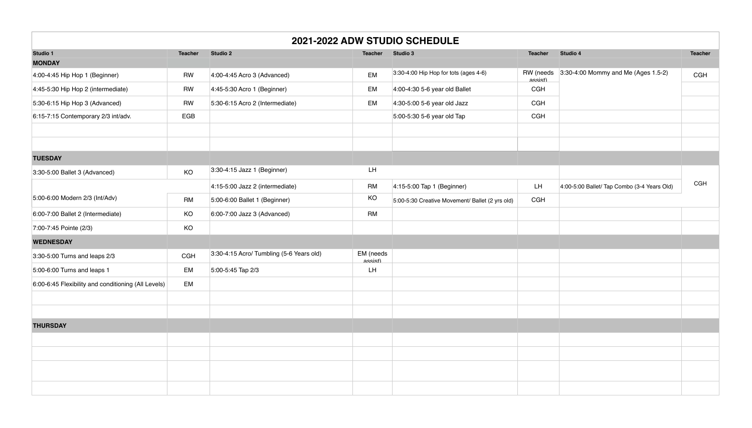# 2021-2022 ADW STUDIO SCHEDULE

| Studio 1 | Teacher | Studio 2 | Teacher | Studio 3 | Teacher | Studio 4 | Teacher |
|---|---|---|---|---|---|---|---|
| **MONDAY** | | | | | | | |
| 4:00-4:45 Hip Hop 1 (Beginner) | RW | 4:00-4:45 Acro 3 (Advanced) | EM | 3:30-4:00 Hip Hop for tots (ages 4-6) | RW (needs assist) | 3:30-4:00 Mommy and Me (Ages 1.5-2) | CGH |
| 4:45-5:30 Hip Hop 2 (intermediate) | RW | 4:45-5:30 Acro 1 (Beginner) | EM | 4:00-4:30 5-6 year old Ballet | CGH | | |
| 5:30-6:15 Hip Hop 3 (Advanced) | RW | 5:30-6:15 Acro 2 (Intermediate) | EM | 4:30-5:00 5-6 year old Jazz | CGH | | |
| 6:15-7:15 Contemporary 2/3 int/adv. | EGB | | | 5:00-5:30 5-6 year old Tap | CGH | | |
| | | | | | | | |
| | | | | | | | |
| **TUESDAY** | | | | | | | |
| 3:30-5:00 Ballet 3 (Advanced) | KO | 3:30-4:15 Jazz 1 (Beginner) | LH | | | | |
| | | 4:15-5:00 Jazz 2 (intermediate) | RM | 4:15-5:00 Tap 1 (Beginner) | LH | 4:00-5:00 Ballet/ Tap Combo (3-4 Years Old) | CGH |
| 5:00-6:00 Modern 2/3 (Int/Adv) | RM | 5:00-6:00 Ballet 1 (Beginner) | KO | 5:00-5:30 Creative Movement/ Ballet (2 yrs old) | CGH | | |
| 6:00-7:00 Ballet 2 (Intermediate) | KO | 6:00-7:00 Jazz 3 (Advanced) | RM | | | | |
| 7:00-7:45 Pointe (2/3) | KO | | | | | | |
| **WEDNESDAY** | | | | | | | |
| 3:30-5:00 Turns and leaps 2/3 | CGH | 3:30-4:15 Acro/ Tumbling (5-6 Years old) | EM (needs assist) | | | | |
| 5:00-6:00 Turns and leaps 1 | EM | 5:00-5:45 Tap 2/3 | LH | | | | |
| 6:00-6:45 Flexibility and conditioning (All Levels) | EM | | | | | | |
| | | | | | | | |
| | | | | | | | |
| **THURSDAY** | | | | | | | |
| | | | | | | | |
| | | | | | | | |
| | | | | | | | |
| | | | | | | | |